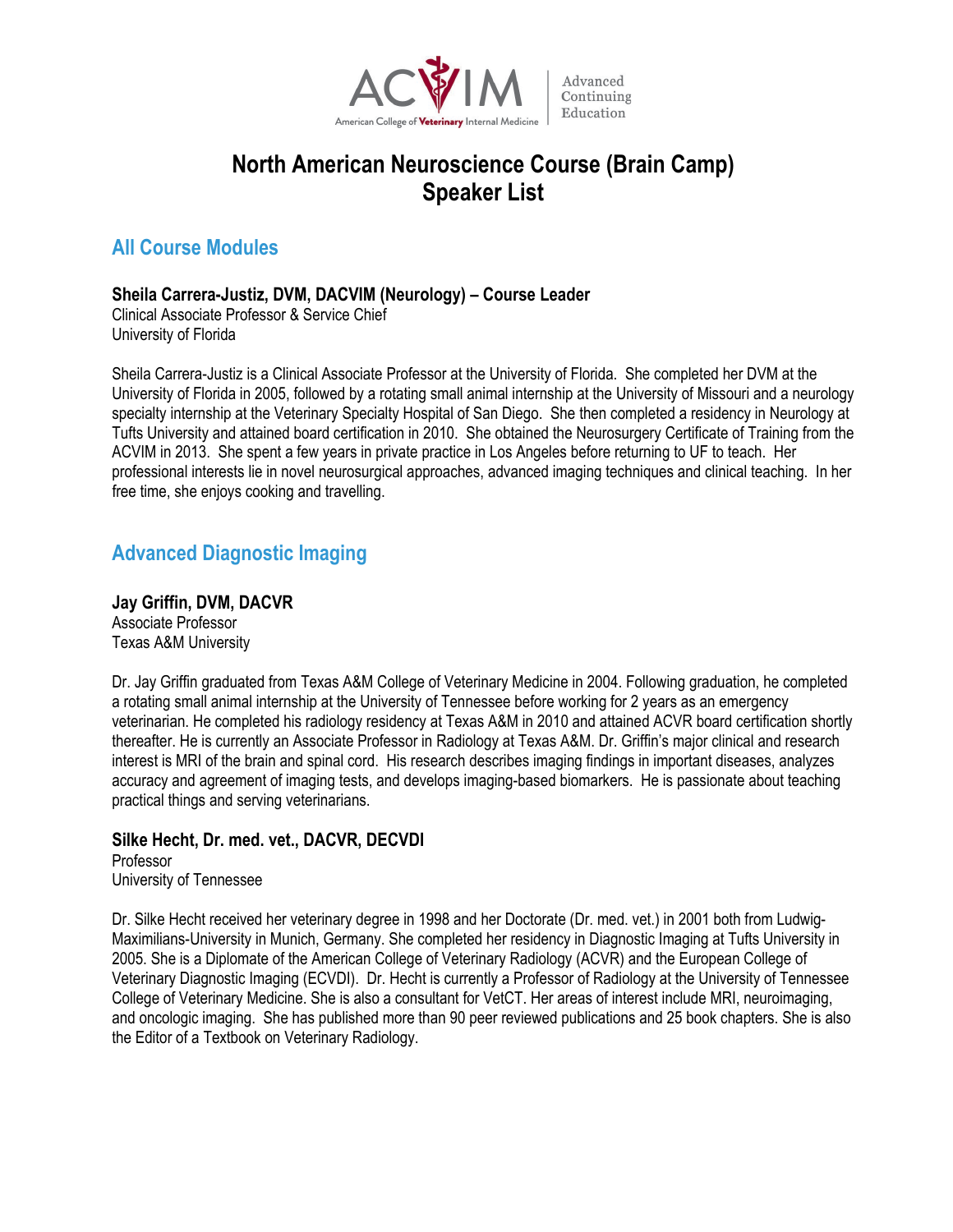# North American Neuroscience Course (Brain Camp)
# Speaker List

## All Course Modules

**Sheila Carrera-Justiz, DVM, DACVIM (Neurology) – Course Leader**
Clinical Associate Professor & Service Chief
University of Florida

Sheila Carrera-Justiz is a Clinical Associate Professor at the University of Florida. She completed her DVM at the University of Florida in 2005, followed by a rotating small animal internship at the University of Missouri and a neurology specialty internship at the Veterinary Specialty Hospital of San Diego. She then completed a residency in Neurology at Tufts University and attained board certification in 2010. She obtained the Neurosurgery Certificate of Training from the ACVIM in 2013. She spent a few years in private practice in Los Angeles before returning to UF to teach. Her professional interests lie in novel neurosurgical approaches, advanced imaging techniques and clinical teaching. In her free time, she enjoys cooking and travelling.

## Advanced Diagnostic Imaging

**Jay Griffin, DVM, DACVR**
Associate Professor
Texas A&M University

Dr. Jay Griffin graduated from Texas A&M College of Veterinary Medicine in 2004. Following graduation, he completed a rotating small animal internship at the University of Tennessee before working for 2 years as an emergency veterinarian. He completed his radiology residency at Texas A&M in 2010 and attained ACVR board certification shortly thereafter. He is currently an Associate Professor in Radiology at Texas A&M. Dr. Griffin's major clinical and research interest is MRI of the brain and spinal cord. His research describes imaging findings in important diseases, analyzes accuracy and agreement of imaging tests, and develops imaging-based biomarkers. He is passionate about teaching practical things and serving veterinarians.

**Silke Hecht, Dr. med. vet., DACVR, DECVDI**
Professor
University of Tennessee

Dr. Silke Hecht received her veterinary degree in 1998 and her Doctorate (Dr. med. vet.) in 2001 both from Ludwig-Maximilians-University in Munich, Germany. She completed her residency in Diagnostic Imaging at Tufts University in 2005. She is a Diplomate of the American College of Veterinary Radiology (ACVR) and the European College of Veterinary Diagnostic Imaging (ECVDI). Dr. Hecht is currently a Professor of Radiology at the University of Tennessee College of Veterinary Medicine. She is also a consultant for VetCT. Her areas of interest include MRI, neuroimaging, and oncologic imaging. She has published more than 90 peer reviewed publications and 25 book chapters. She is also the Editor of a Textbook on Veterinary Radiology.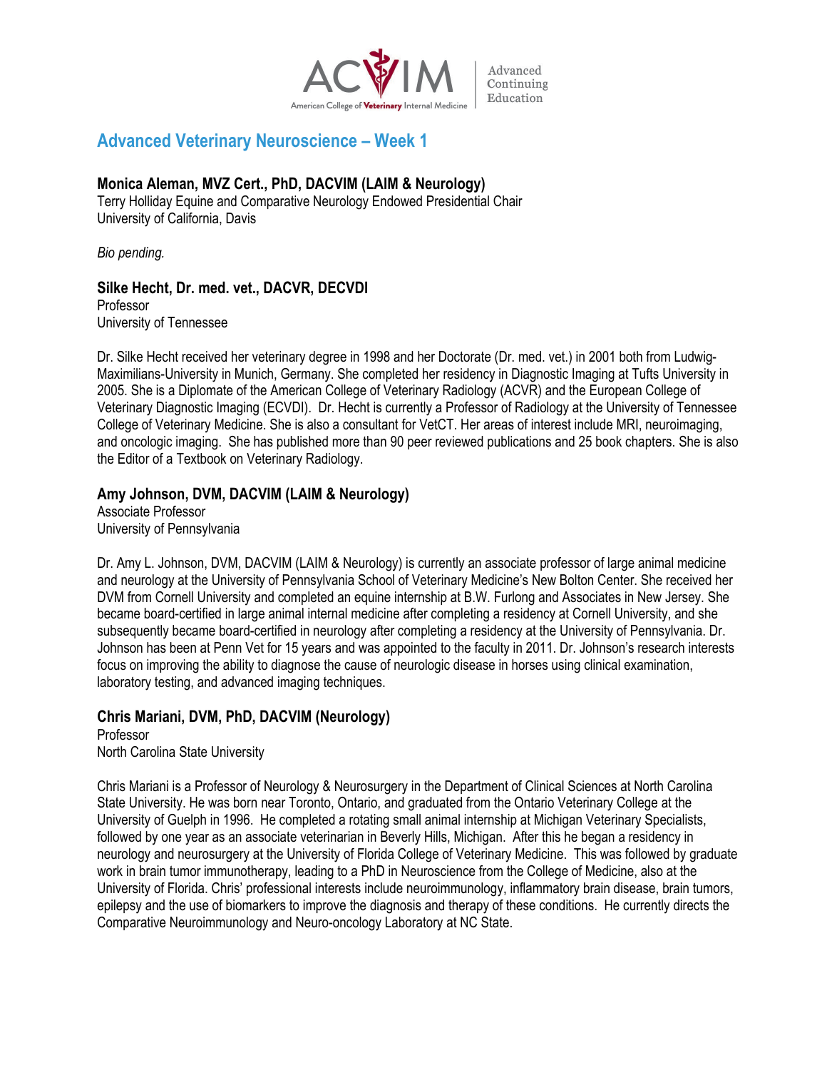## Advanced Veterinary Neuroscience – Week 1

### Monica Aleman, MVZ Cert., PhD, DACVIM (LAIM & Neurology)

Terry Holliday Equine and Comparative Neurology Endowed Presidential Chair
University of California, Davis

*Bio pending.*

### Silke Hecht, Dr. med. vet., DACVR, DECVDI

Professor
University of Tennessee

Dr. Silke Hecht received her veterinary degree in 1998 and her Doctorate (Dr. med. vet.) in 2001 both from Ludwig-Maximilians-University in Munich, Germany. She completed her residency in Diagnostic Imaging at Tufts University in 2005. She is a Diplomate of the American College of Veterinary Radiology (ACVR) and the European College of Veterinary Diagnostic Imaging (ECVDI). Dr. Hecht is currently a Professor of Radiology at the University of Tennessee College of Veterinary Medicine. She is also a consultant for VetCT. Her areas of interest include MRI, neuroimaging, and oncologic imaging. She has published more than 90 peer reviewed publications and 25 book chapters. She is also the Editor of a Textbook on Veterinary Radiology.

### Amy Johnson, DVM, DACVIM (LAIM & Neurology)

Associate Professor
University of Pennsylvania

Dr. Amy L. Johnson, DVM, DACVIM (LAIM & Neurology) is currently an associate professor of large animal medicine and neurology at the University of Pennsylvania School of Veterinary Medicine's New Bolton Center. She received her DVM from Cornell University and completed an equine internship at B.W. Furlong and Associates in New Jersey. She became board-certified in large animal internal medicine after completing a residency at Cornell University, and she subsequently became board-certified in neurology after completing a residency at the University of Pennsylvania. Dr. Johnson has been at Penn Vet for 15 years and was appointed to the faculty in 2011. Dr. Johnson's research interests focus on improving the ability to diagnose the cause of neurologic disease in horses using clinical examination, laboratory testing, and advanced imaging techniques.

### Chris Mariani, DVM, PhD, DACVIM (Neurology)

Professor
North Carolina State University

Chris Mariani is a Professor of Neurology & Neurosurgery in the Department of Clinical Sciences at North Carolina State University. He was born near Toronto, Ontario, and graduated from the Ontario Veterinary College at the University of Guelph in 1996. He completed a rotating small animal internship at Michigan Veterinary Specialists, followed by one year as an associate veterinarian in Beverly Hills, Michigan. After this he began a residency in neurology and neurosurgery at the University of Florida College of Veterinary Medicine. This was followed by graduate work in brain tumor immunotherapy, leading to a PhD in Neuroscience from the College of Medicine, also at the University of Florida. Chris' professional interests include neuroimmunology, inflammatory brain disease, brain tumors, epilepsy and the use of biomarkers to improve the diagnosis and therapy of these conditions. He currently directs the Comparative Neuroimmunology and Neuro-oncology Laboratory at NC State.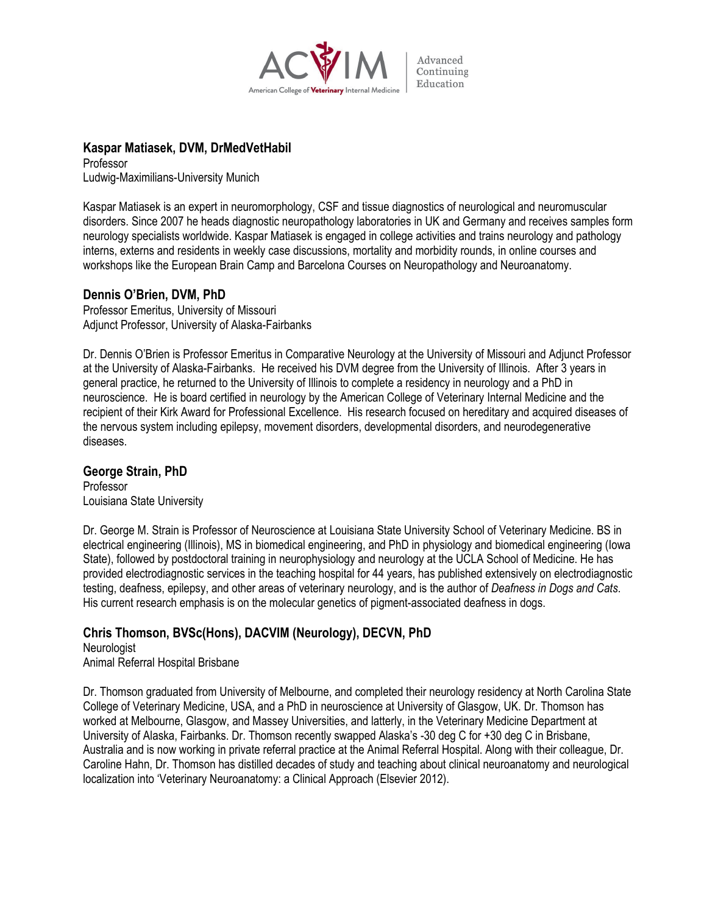### Kaspar Matiasek, DVM, DrMedVetHabil

Professor
Ludwig-Maximilians-University Munich

Kaspar Matiasek is an expert in neuromorphology, CSF and tissue diagnostics of neurological and neuromuscular disorders. Since 2007 he heads diagnostic neuropathology laboratories in UK and Germany and receives samples form neurology specialists worldwide. Kaspar Matiasek is engaged in college activities and trains neurology and pathology interns, externs and residents in weekly case discussions, mortality and morbidity rounds, in online courses and workshops like the European Brain Camp and Barcelona Courses on Neuropathology and Neuroanatomy.

### Dennis O'Brien, DVM, PhD

Professor Emeritus, University of Missouri
Adjunct Professor, University of Alaska-Fairbanks

Dr. Dennis O'Brien is Professor Emeritus in Comparative Neurology at the University of Missouri and Adjunct Professor at the University of Alaska-Fairbanks. He received his DVM degree from the University of Illinois. After 3 years in general practice, he returned to the University of Illinois to complete a residency in neurology and a PhD in neuroscience. He is board certified in neurology by the American College of Veterinary Internal Medicine and the recipient of their Kirk Award for Professional Excellence. His research focused on hereditary and acquired diseases of the nervous system including epilepsy, movement disorders, developmental disorders, and neurodegenerative diseases.

### George Strain, PhD

Professor
Louisiana State University

Dr. George M. Strain is Professor of Neuroscience at Louisiana State University School of Veterinary Medicine. BS in electrical engineering (Illinois), MS in biomedical engineering, and PhD in physiology and biomedical engineering (Iowa State), followed by postdoctoral training in neurophysiology and neurology at the UCLA School of Medicine. He has provided electrodiagnostic services in the teaching hospital for 44 years, has published extensively on electrodiagnostic testing, deafness, epilepsy, and other areas of veterinary neurology, and is the author of *Deafness in Dogs and Cats*. His current research emphasis is on the molecular genetics of pigment-associated deafness in dogs.

### Chris Thomson, BVSc(Hons), DACVIM (Neurology), DECVN, PhD

Neurologist
Animal Referral Hospital Brisbane

Dr. Thomson graduated from University of Melbourne, and completed their neurology residency at North Carolina State College of Veterinary Medicine, USA, and a PhD in neuroscience at University of Glasgow, UK. Dr. Thomson has worked at Melbourne, Glasgow, and Massey Universities, and latterly, in the Veterinary Medicine Department at University of Alaska, Fairbanks. Dr. Thomson recently swapped Alaska's -30 deg C for +30 deg C in Brisbane, Australia and is now working in private referral practice at the Animal Referral Hospital. Along with their colleague, Dr. Caroline Hahn, Dr. Thomson has distilled decades of study and teaching about clinical neuroanatomy and neurological localization into 'Veterinary Neuroanatomy: a Clinical Approach (Elsevier 2012).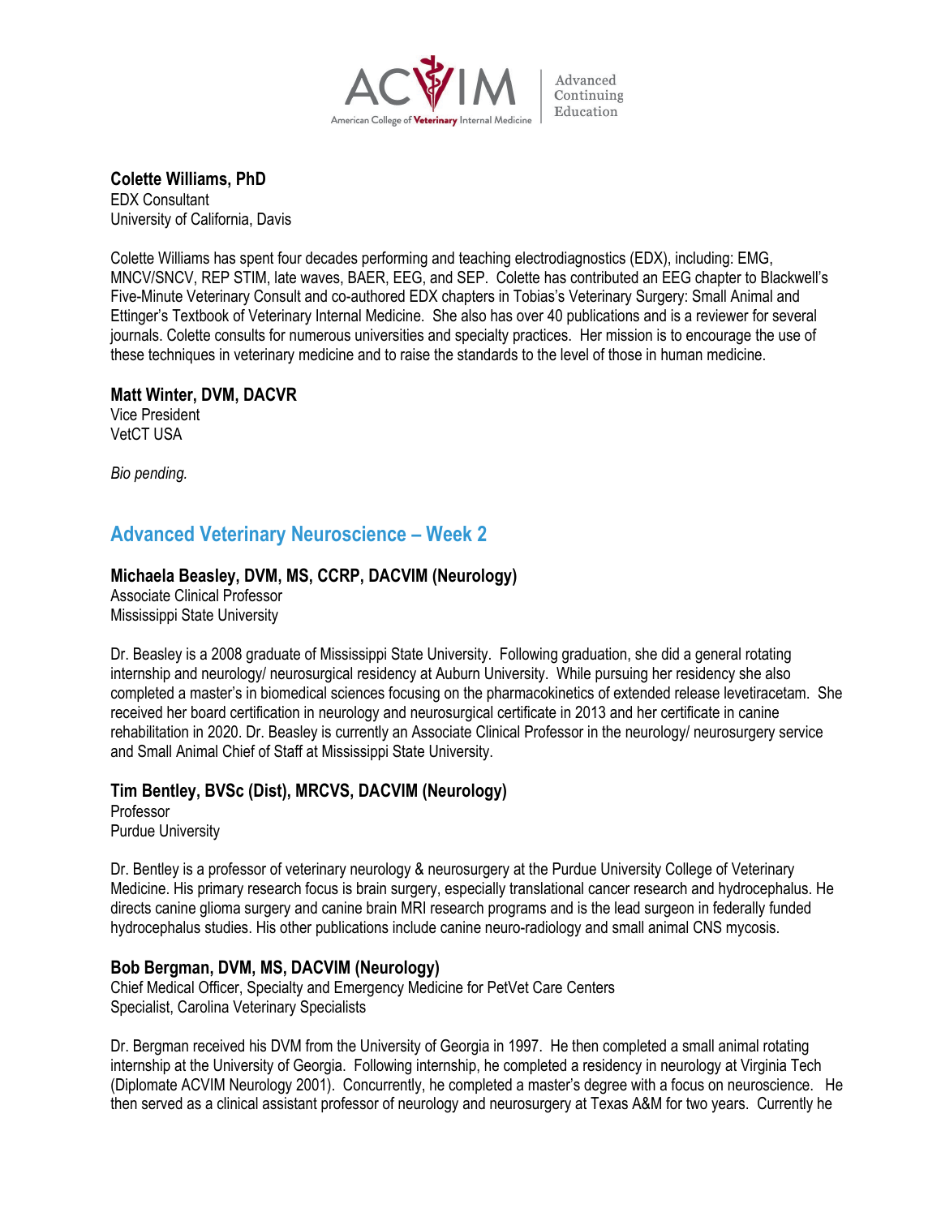**Colette Williams, PhD**
EDX Consultant
University of California, Davis

Colette Williams has spent four decades performing and teaching electrodiagnostics (EDX), including: EMG, MNCV/SNCV, REP STIM, late waves, BAER, EEG, and SEP. Colette has contributed an EEG chapter to Blackwell's Five-Minute Veterinary Consult and co-authored EDX chapters in Tobias's Veterinary Surgery: Small Animal and Ettinger's Textbook of Veterinary Internal Medicine. She also has over 40 publications and is a reviewer for several journals. Colette consults for numerous universities and specialty practices. Her mission is to encourage the use of these techniques in veterinary medicine and to raise the standards to the level of those in human medicine.

**Matt Winter, DVM, DACVR**
Vice President
VetCT USA

*Bio pending.*

## Advanced Veterinary Neuroscience – Week 2

**Michaela Beasley, DVM, MS, CCRP, DACVIM (Neurology)**
Associate Clinical Professor
Mississippi State University

Dr. Beasley is a 2008 graduate of Mississippi State University. Following graduation, she did a general rotating internship and neurology/ neurosurgical residency at Auburn University. While pursuing her residency she also completed a master's in biomedical sciences focusing on the pharmacokinetics of extended release levetiracetam. She received her board certification in neurology and neurosurgical certificate in 2013 and her certificate in canine rehabilitation in 2020. Dr. Beasley is currently an Associate Clinical Professor in the neurology/ neurosurgery service and Small Animal Chief of Staff at Mississippi State University.

**Tim Bentley, BVSc (Dist), MRCVS, DACVIM (Neurology)**
Professor
Purdue University

Dr. Bentley is a professor of veterinary neurology & neurosurgery at the Purdue University College of Veterinary Medicine. His primary research focus is brain surgery, especially translational cancer research and hydrocephalus. He directs canine glioma surgery and canine brain MRI research programs and is the lead surgeon in federally funded hydrocephalus studies. His other publications include canine neuro-radiology and small animal CNS mycosis.

**Bob Bergman, DVM, MS, DACVIM (Neurology)**
Chief Medical Officer, Specialty and Emergency Medicine for PetVet Care Centers
Specialist, Carolina Veterinary Specialists

Dr. Bergman received his DVM from the University of Georgia in 1997. He then completed a small animal rotating internship at the University of Georgia. Following internship, he completed a residency in neurology at Virginia Tech (Diplomate ACVIM Neurology 2001). Concurrently, he completed a master's degree with a focus on neuroscience. He then served as a clinical assistant professor of neurology and neurosurgery at Texas A&M for two years. Currently he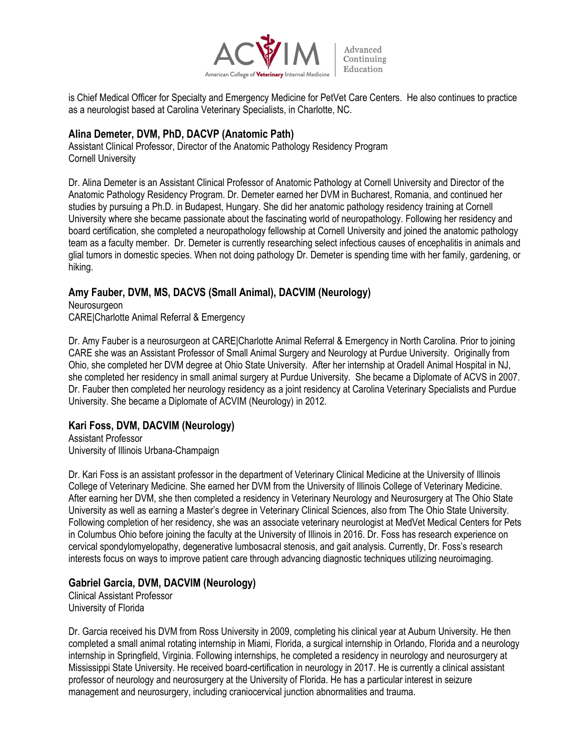is Chief Medical Officer for Specialty and Emergency Medicine for PetVet Care Centers. He also continues to practice as a neurologist based at Carolina Veterinary Specialists, in Charlotte, NC.

### Alina Demeter, DVM, PhD, DACVP (Anatomic Path)

Assistant Clinical Professor, Director of the Anatomic Pathology Residency Program
Cornell University

Dr. Alina Demeter is an Assistant Clinical Professor of Anatomic Pathology at Cornell University and Director of the Anatomic Pathology Residency Program. Dr. Demeter earned her DVM in Bucharest, Romania, and continued her studies by pursuing a Ph.D. in Budapest, Hungary. She did her anatomic pathology residency training at Cornell University where she became passionate about the fascinating world of neuropathology. Following her residency and board certification, she completed a neuropathology fellowship at Cornell University and joined the anatomic pathology team as a faculty member. Dr. Demeter is currently researching select infectious causes of encephalitis in animals and glial tumors in domestic species. When not doing pathology Dr. Demeter is spending time with her family, gardening, or hiking.

### Amy Fauber, DVM, MS, DACVS (Small Animal), DACVIM (Neurology)

Neurosurgeon
CARE|Charlotte Animal Referral & Emergency

Dr. Amy Fauber is a neurosurgeon at CARE|Charlotte Animal Referral & Emergency in North Carolina. Prior to joining CARE she was an Assistant Professor of Small Animal Surgery and Neurology at Purdue University. Originally from Ohio, she completed her DVM degree at Ohio State University. After her internship at Oradell Animal Hospital in NJ, she completed her residency in small animal surgery at Purdue University. She became a Diplomate of ACVS in 2007. Dr. Fauber then completed her neurology residency as a joint residency at Carolina Veterinary Specialists and Purdue University. She became a Diplomate of ACVIM (Neurology) in 2012.

### Kari Foss, DVM, DACVIM (Neurology)

Assistant Professor
University of Illinois Urbana-Champaign

Dr. Kari Foss is an assistant professor in the department of Veterinary Clinical Medicine at the University of Illinois College of Veterinary Medicine. She earned her DVM from the University of Illinois College of Veterinary Medicine. After earning her DVM, she then completed a residency in Veterinary Neurology and Neurosurgery at The Ohio State University as well as earning a Master's degree in Veterinary Clinical Sciences, also from The Ohio State University. Following completion of her residency, she was an associate veterinary neurologist at MedVet Medical Centers for Pets in Columbus Ohio before joining the faculty at the University of Illinois in 2016. Dr. Foss has research experience on cervical spondylomyelopathy, degenerative lumbosacral stenosis, and gait analysis. Currently, Dr. Foss's research interests focus on ways to improve patient care through advancing diagnostic techniques utilizing neuroimaging.

### Gabriel Garcia, DVM, DACVIM (Neurology)

Clinical Assistant Professor
University of Florida

Dr. Garcia received his DVM from Ross University in 2009, completing his clinical year at Auburn University. He then completed a small animal rotating internship in Miami, Florida, a surgical internship in Orlando, Florida and a neurology internship in Springfield, Virginia. Following internships, he completed a residency in neurology and neurosurgery at Mississippi State University. He received board-certification in neurology in 2017. He is currently a clinical assistant professor of neurology and neurosurgery at the University of Florida. He has a particular interest in seizure management and neurosurgery, including craniocervical junction abnormalities and trauma.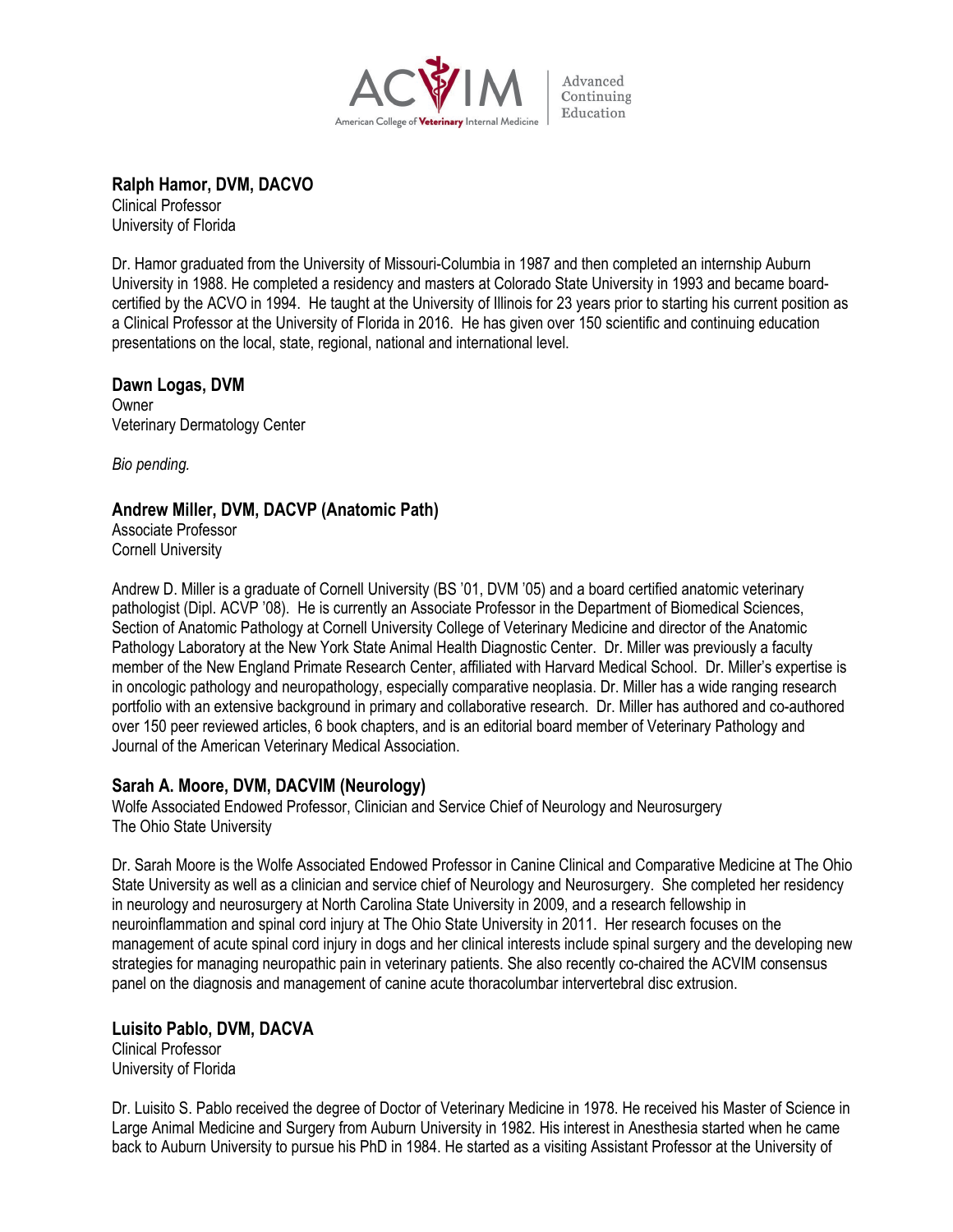**Ralph Hamor, DVM, DACVO**
Clinical Professor
University of Florida

Dr. Hamor graduated from the University of Missouri-Columbia in 1987 and then completed an internship Auburn University in 1988. He completed a residency and masters at Colorado State University in 1993 and became board-certified by the ACVO in 1994. He taught at the University of Illinois for 23 years prior to starting his current position as a Clinical Professor at the University of Florida in 2016. He has given over 150 scientific and continuing education presentations on the local, state, regional, national and international level.

**Dawn Logas, DVM**
Owner
Veterinary Dermatology Center

*Bio pending.*

**Andrew Miller, DVM, DACVP (Anatomic Path)**
Associate Professor
Cornell University

Andrew D. Miller is a graduate of Cornell University (BS '01, DVM '05) and a board certified anatomic veterinary pathologist (Dipl. ACVP '08). He is currently an Associate Professor in the Department of Biomedical Sciences, Section of Anatomic Pathology at Cornell University College of Veterinary Medicine and director of the Anatomic Pathology Laboratory at the New York State Animal Health Diagnostic Center. Dr. Miller was previously a faculty member of the New England Primate Research Center, affiliated with Harvard Medical School. Dr. Miller's expertise is in oncologic pathology and neuropathology, especially comparative neoplasia. Dr. Miller has a wide ranging research portfolio with an extensive background in primary and collaborative research. Dr. Miller has authored and co-authored over 150 peer reviewed articles, 6 book chapters, and is an editorial board member of Veterinary Pathology and Journal of the American Veterinary Medical Association.

**Sarah A. Moore, DVM, DACVIM (Neurology)**
Wolfe Associated Endowed Professor, Clinician and Service Chief of Neurology and Neurosurgery
The Ohio State University

Dr. Sarah Moore is the Wolfe Associated Endowed Professor in Canine Clinical and Comparative Medicine at The Ohio State University as well as a clinician and service chief of Neurology and Neurosurgery. She completed her residency in neurology and neurosurgery at North Carolina State University in 2009, and a research fellowship in neuroinflammation and spinal cord injury at The Ohio State University in 2011. Her research focuses on the management of acute spinal cord injury in dogs and her clinical interests include spinal surgery and the developing new strategies for managing neuropathic pain in veterinary patients. She also recently co-chaired the ACVIM consensus panel on the diagnosis and management of canine acute thoracolumbar intervertebral disc extrusion.

**Luisito Pablo, DVM, DACVA**
Clinical Professor
University of Florida

Dr. Luisito S. Pablo received the degree of Doctor of Veterinary Medicine in 1978. He received his Master of Science in Large Animal Medicine and Surgery from Auburn University in 1982. His interest in Anesthesia started when he came back to Auburn University to pursue his PhD in 1984. He started as a visiting Assistant Professor at the University of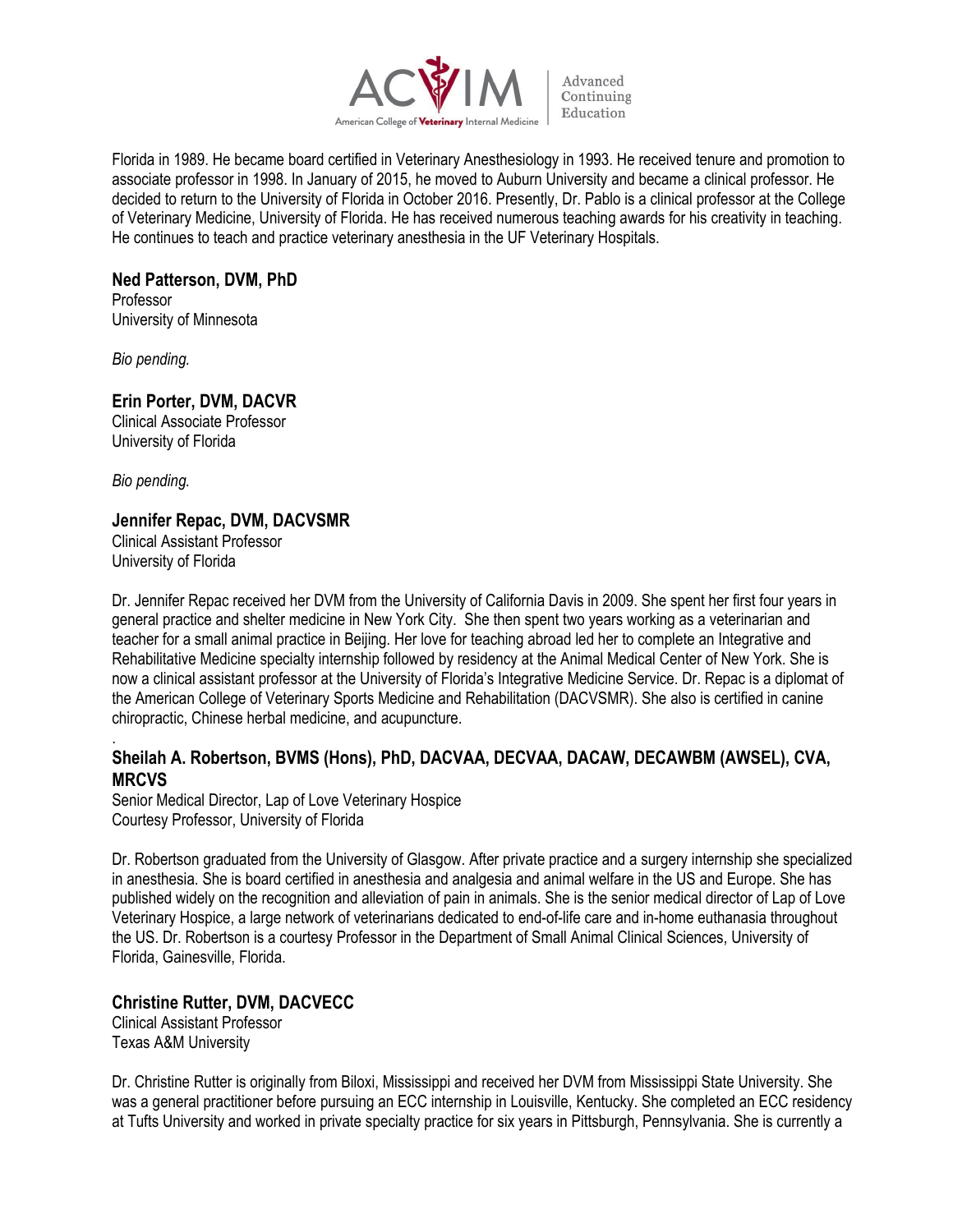Florida in 1989. He became board certified in Veterinary Anesthesiology in 1993. He received tenure and promotion to associate professor in 1998. In January of 2015, he moved to Auburn University and became a clinical professor. He decided to return to the University of Florida in October 2016. Presently, Dr. Pablo is a clinical professor at the College of Veterinary Medicine, University of Florida. He has received numerous teaching awards for his creativity in teaching. He continues to teach and practice veterinary anesthesia in the UF Veterinary Hospitals.

**Ned Patterson, DVM, PhD**
Professor
University of Minnesota

*Bio pending.*

**Erin Porter, DVM, DACVR**
Clinical Associate Professor
University of Florida

*Bio pending.*

**Jennifer Repac, DVM, DACVSMR**
Clinical Assistant Professor
University of Florida

Dr. Jennifer Repac received her DVM from the University of California Davis in 2009. She spent her first four years in general practice and shelter medicine in New York City. She then spent two years working as a veterinarian and teacher for a small animal practice in Beijing. Her love for teaching abroad led her to complete an Integrative and Rehabilitative Medicine specialty internship followed by residency at the Animal Medical Center of New York. She is now a clinical assistant professor at the University of Florida's Integrative Medicine Service. Dr. Repac is a diplomat of the American College of Veterinary Sports Medicine and Rehabilitation (DACVSMR). She also is certified in canine chiropractic, Chinese herbal medicine, and acupuncture.

**Sheilah A. Robertson, BVMS (Hons), PhD, DACVAA, DECVAA, DACAW, DECAWBM (AWSEL), CVA, MRCVS**
Senior Medical Director, Lap of Love Veterinary Hospice
Courtesy Professor, University of Florida

Dr. Robertson graduated from the University of Glasgow. After private practice and a surgery internship she specialized in anesthesia. She is board certified in anesthesia and analgesia and animal welfare in the US and Europe. She has published widely on the recognition and alleviation of pain in animals. She is the senior medical director of Lap of Love Veterinary Hospice, a large network of veterinarians dedicated to end-of-life care and in-home euthanasia throughout the US. Dr. Robertson is a courtesy Professor in the Department of Small Animal Clinical Sciences, University of Florida, Gainesville, Florida.

**Christine Rutter, DVM, DACVECC**
Clinical Assistant Professor
Texas A&M University

Dr. Christine Rutter is originally from Biloxi, Mississippi and received her DVM from Mississippi State University. She was a general practitioner before pursuing an ECC internship in Louisville, Kentucky. She completed an ECC residency at Tufts University and worked in private specialty practice for six years in Pittsburgh, Pennsylvania. She is currently a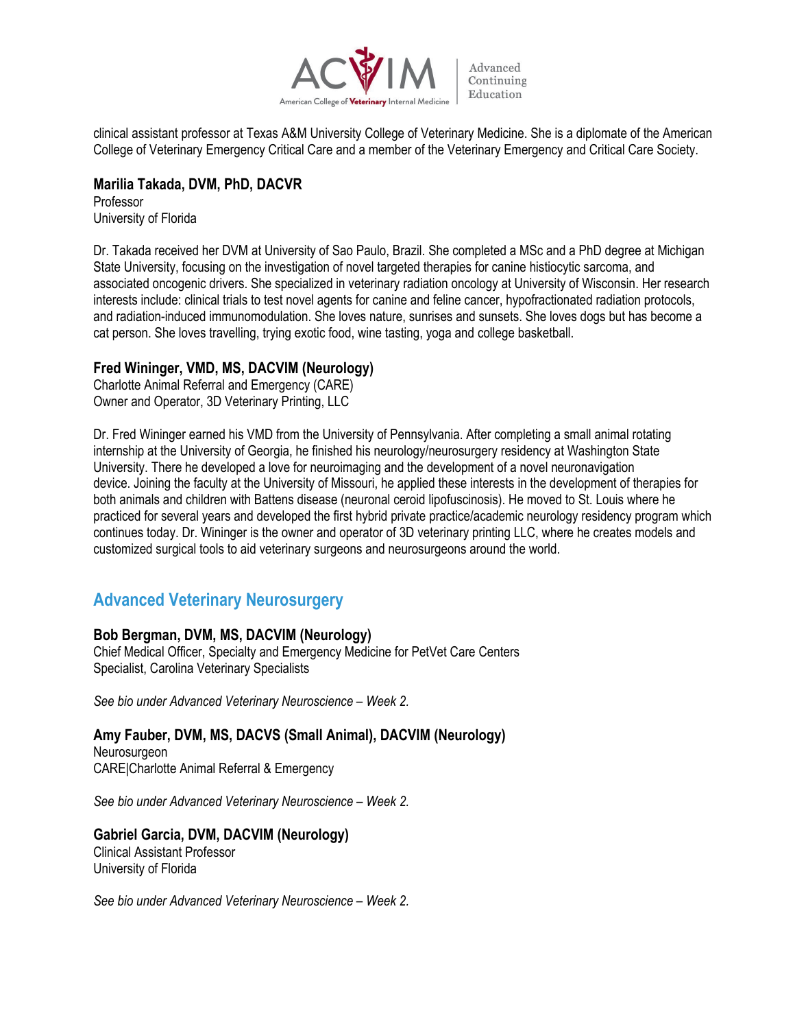clinical assistant professor at Texas A&M University College of Veterinary Medicine. She is a diplomate of the American College of Veterinary Emergency Critical Care and a member of the Veterinary Emergency and Critical Care Society.

**Marilia Takada, DVM, PhD, DACVR**
Professor
University of Florida

Dr. Takada received her DVM at University of Sao Paulo, Brazil. She completed a MSc and a PhD degree at Michigan State University, focusing on the investigation of novel targeted therapies for canine histiocytic sarcoma, and associated oncogenic drivers. She specialized in veterinary radiation oncology at University of Wisconsin. Her research interests include: clinical trials to test novel agents for canine and feline cancer, hypofractionated radiation protocols, and radiation-induced immunomodulation. She loves nature, sunrises and sunsets. She loves dogs but has become a cat person. She loves travelling, trying exotic food, wine tasting, yoga and college basketball.

**Fred Wininger, VMD, MS, DACVIM (Neurology)**
Charlotte Animal Referral and Emergency (CARE)
Owner and Operator, 3D Veterinary Printing, LLC

Dr. Fred Wininger earned his VMD from the University of Pennsylvania. After completing a small animal rotating internship at the University of Georgia, he finished his neurology/neurosurgery residency at Washington State University. There he developed a love for neuroimaging and the development of a novel neuronavigation device. Joining the faculty at the University of Missouri, he applied these interests in the development of therapies for both animals and children with Battens disease (neuronal ceroid lipofuscinosis). He moved to St. Louis where he practiced for several years and developed the first hybrid private practice/academic neurology residency program which continues today. Dr. Wininger is the owner and operator of 3D veterinary printing LLC, where he creates models and customized surgical tools to aid veterinary surgeons and neurosurgeons around the world.

## Advanced Veterinary Neurosurgery

**Bob Bergman, DVM, MS, DACVIM (Neurology)**
Chief Medical Officer, Specialty and Emergency Medicine for PetVet Care Centers
Specialist, Carolina Veterinary Specialists

*See bio under Advanced Veterinary Neuroscience – Week 2.*

**Amy Fauber, DVM, MS, DACVS (Small Animal), DACVIM (Neurology)**
Neurosurgeon
CARE|Charlotte Animal Referral & Emergency

*See bio under Advanced Veterinary Neuroscience – Week 2.*

**Gabriel Garcia, DVM, DACVIM (Neurology)**
Clinical Assistant Professor
University of Florida

*See bio under Advanced Veterinary Neuroscience – Week 2.*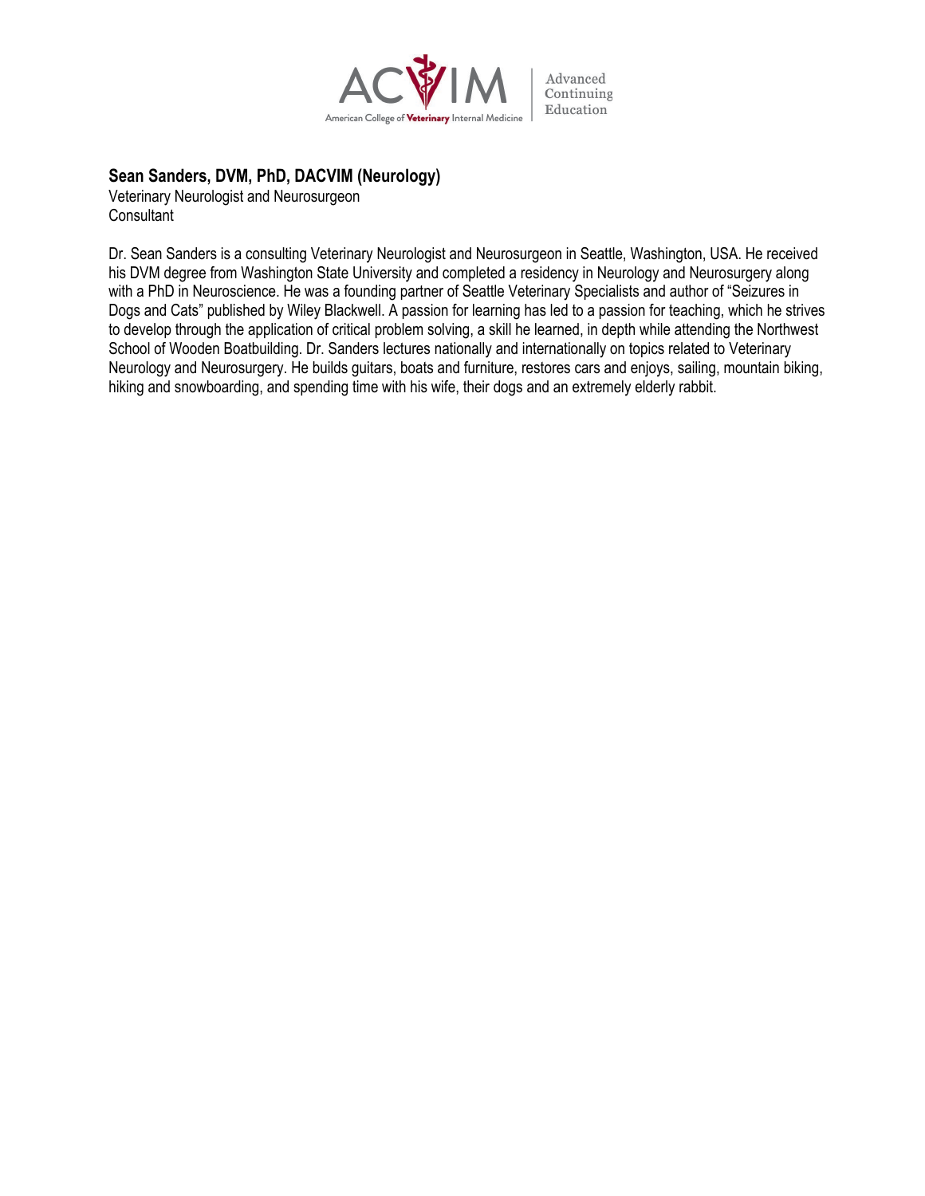**Sean Sanders, DVM, PhD, DACVIM (Neurology)**
Veterinary Neurologist and Neurosurgeon
Consultant

Dr. Sean Sanders is a consulting Veterinary Neurologist and Neurosurgeon in Seattle, Washington, USA. He received his DVM degree from Washington State University and completed a residency in Neurology and Neurosurgery along with a PhD in Neuroscience. He was a founding partner of Seattle Veterinary Specialists and author of "Seizures in Dogs and Cats" published by Wiley Blackwell. A passion for learning has led to a passion for teaching, which he strives to develop through the application of critical problem solving, a skill he learned, in depth while attending the Northwest School of Wooden Boatbuilding. Dr. Sanders lectures nationally and internationally on topics related to Veterinary Neurology and Neurosurgery. He builds guitars, boats and furniture, restores cars and enjoys, sailing, mountain biking, hiking and snowboarding, and spending time with his wife, their dogs and an extremely elderly rabbit.